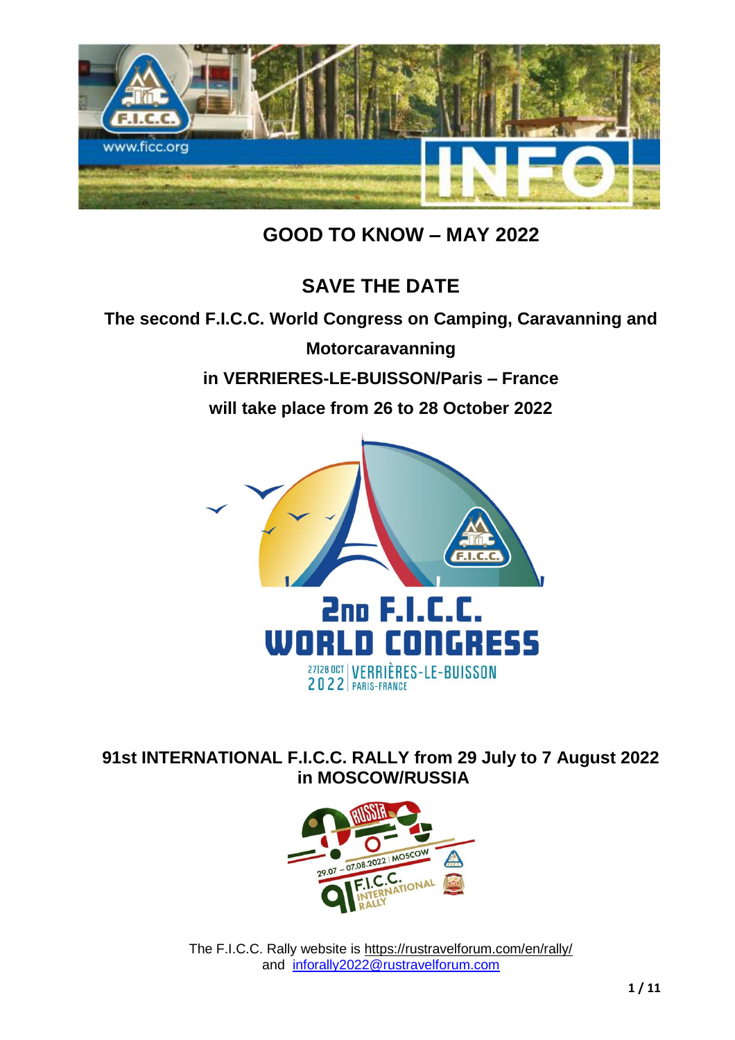# GOOD TO KNOW – MAY 2022

## SAVE THE DATE

**The second F.I.C.C. World Congress on Camping, Caravanning and Motorcaravanning**

**in VERRIERES-LE-BUISSON/Paris – France**

**will take place from 26 to 28 October 2022**

## 91st INTERNATIONAL F.I.C.C. RALLY from 29 July to 7 August 2022 in MOSCOW/RUSSIA

The F.I.C.C. Rally website is https://rustravelforum.com/en/rally/ and inforally2022@rustravelforum.com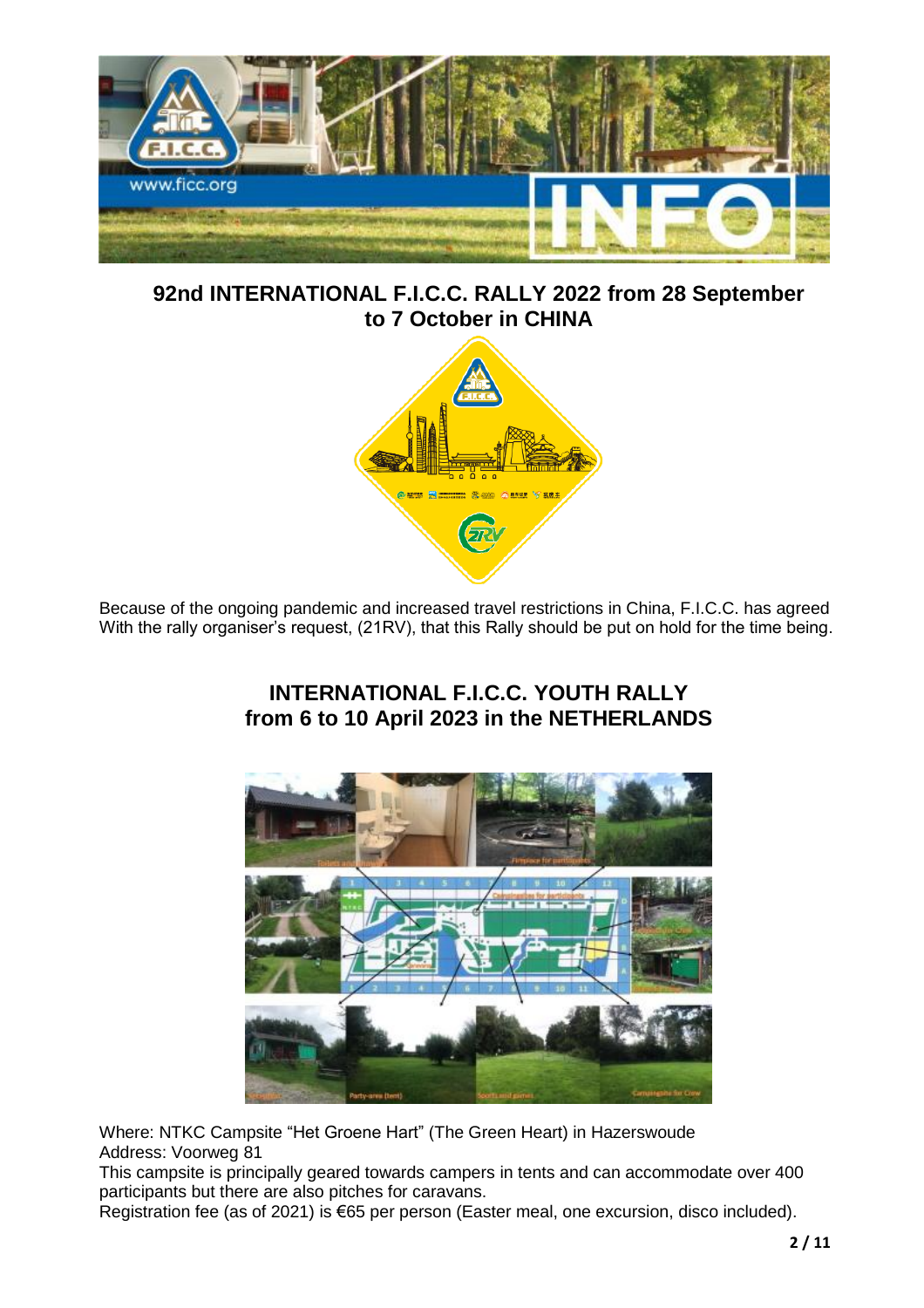## 92nd INTERNATIONAL F.I.C.C. RALLY 2022 from 28 September to 7 October in CHINA

Because of the ongoing pandemic and increased travel restrictions in China, F.I.C.C. has agreed With the rally organiser's request, (21RV), that this Rally should be put on hold for the time being.

## INTERNATIONAL F.I.C.C. YOUTH RALLY from 6 to 10 April 2023 in the NETHERLANDS

Where: NTKC Campsite "Het Groene Hart" (The Green Heart) in Hazerswoude
Address: Voorweg 81
This campsite is principally geared towards campers in tents and can accommodate over 400 participants but there are also pitches for caravans.
Registration fee (as of 2021) is €65 per person (Easter meal, one excursion, disco included).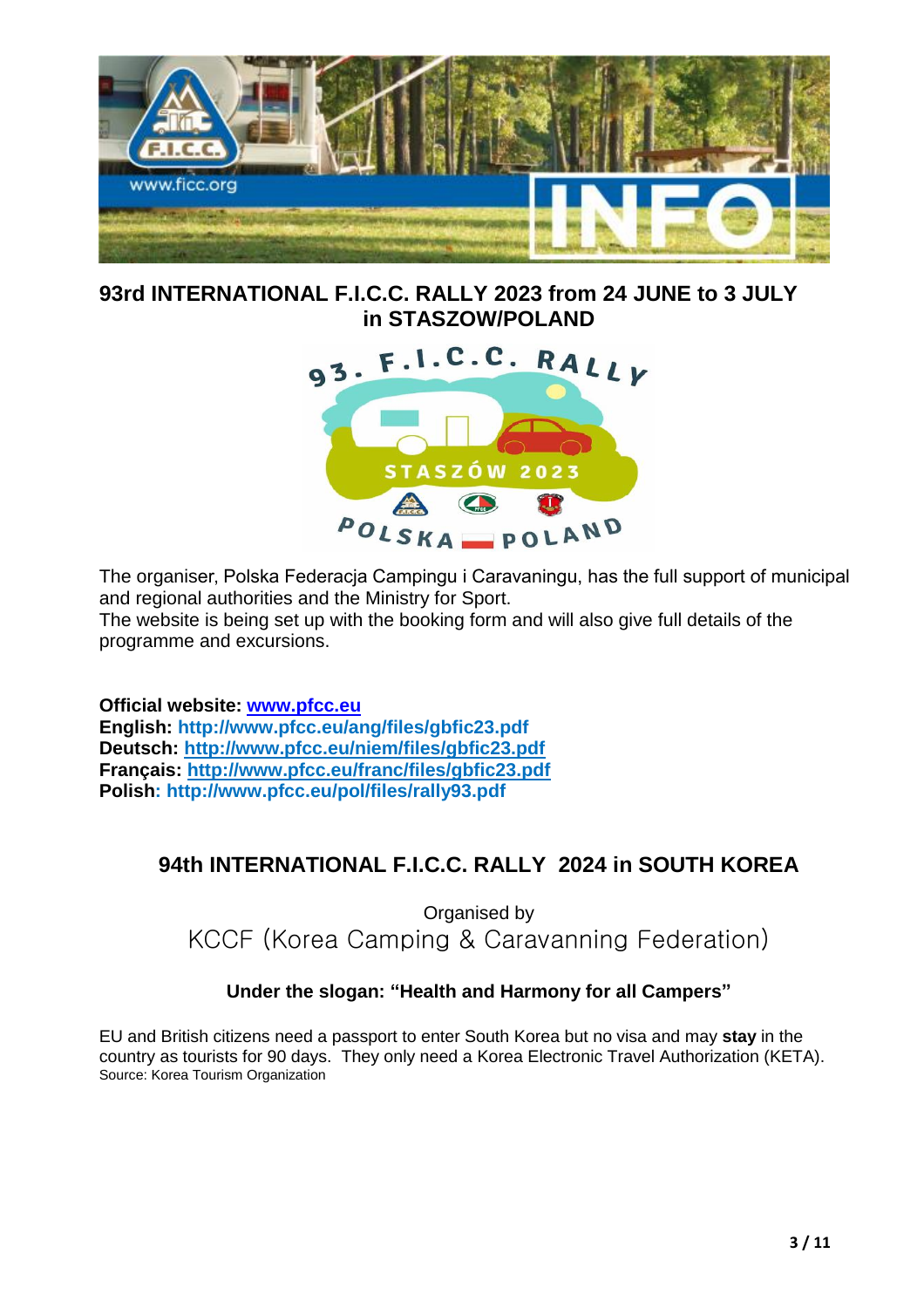## 93rd INTERNATIONAL F.I.C.C. RALLY 2023 from 24 JUNE to 3 JULY in STASZOW/POLAND

The organiser, Polska Federacja Campingu i Caravaningu, has the full support of municipal and regional authorities and the Ministry for Sport.
The website is being set up with the booking form and will also give full details of the programme and excursions.

**Official website:** www.pfcc.eu
**English:** http://www.pfcc.eu/ang/files/gbfic23.pdf
**Deutsch:** http://www.pfcc.eu/niem/files/gbfic23.pdf
**Français:** http://www.pfcc.eu/franc/files/gbfic23.pdf
**Polish:** http://www.pfcc.eu/pol/files/rally93.pdf

## 94th INTERNATIONAL F.I.C.C. RALLY 2024 in SOUTH KOREA

Organised by

KCCF (Korea Camping & Caravanning Federation)

**Under the slogan: "Health and Harmony for all Campers"**

EU and British citizens need a passport to enter South Korea but no visa and may **stay** in the country as tourists for 90 days. They only need a Korea Electronic Travel Authorization (KETA).
Source: Korea Tourism Organization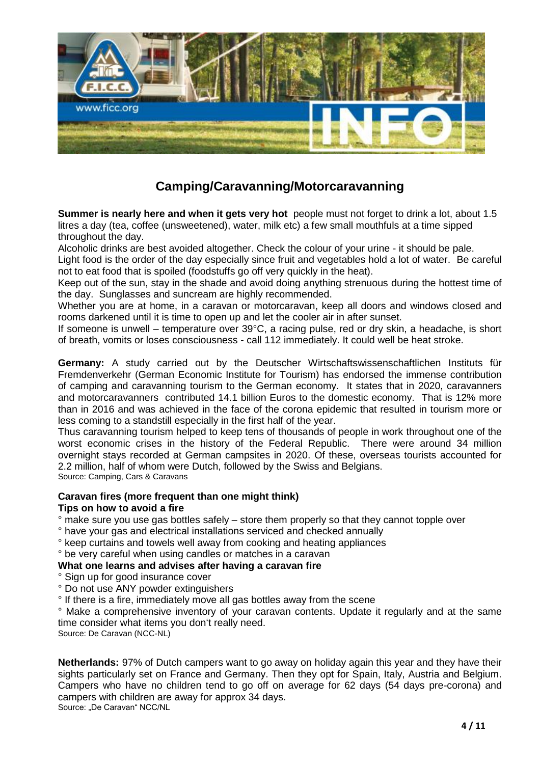## Camping/Caravanning/Motorcaravanning

**Summer is nearly here and when it gets very hot** people must not forget to drink a lot, about 1.5 litres a day (tea, coffee (unsweetened), water, milk etc) a few small mouthfuls at a time sipped throughout the day.

Alcoholic drinks are best avoided altogether. Check the colour of your urine - it should be pale.

Light food is the order of the day especially since fruit and vegetables hold a lot of water. Be careful not to eat food that is spoiled (foodstuffs go off very quickly in the heat).

Keep out of the sun, stay in the shade and avoid doing anything strenuous during the hottest time of the day. Sunglasses and suncream are highly recommended.

Whether you are at home, in a caravan or motorcaravan, keep all doors and windows closed and rooms darkened until it is time to open up and let the cooler air in after sunset.

If someone is unwell – temperature over 39°C, a racing pulse, red or dry skin, a headache, is short of breath, vomits or loses consciousness - call 112 immediately. It could well be heat stroke.

**Germany:** A study carried out by the Deutscher Wirtschaftswissenschaftlichen Instituts für Fremdenverkehr (German Economic Institute for Tourism) has endorsed the immense contribution of camping and caravanning tourism to the German economy. It states that in 2020, caravanners and motorcaravanners contributed 14.1 billion Euros to the domestic economy. That is 12% more than in 2016 and was achieved in the face of the corona epidemic that resulted in tourism more or less coming to a standstill especially in the first half of the year.

Thus caravanning tourism helped to keep tens of thousands of people in work throughout one of the worst economic crises in the history of the Federal Republic. There were around 34 million overnight stays recorded at German campsites in 2020. Of these, overseas tourists accounted for 2.2 million, half of whom were Dutch, followed by the Swiss and Belgians.

Source: Camping, Cars & Caravans

**Caravan fires (more frequent than one might think)**
**Tips on how to avoid a fire**

° make sure you use gas bottles safely – store them properly so that they cannot topple over
° have your gas and electrical installations serviced and checked annually
° keep curtains and towels well away from cooking and heating appliances
° be very careful when using candles or matches in a caravan

**What one learns and advises after having a caravan fire**

° Sign up for good insurance cover
° Do not use ANY powder extinguishers
° If there is a fire, immediately move all gas bottles away from the scene
° Make a comprehensive inventory of your caravan contents. Update it regularly and at the same time consider what items you don't really need.

Source: De Caravan (NCC-NL)

**Netherlands:** 97% of Dutch campers want to go away on holiday again this year and they have their sights particularly set on France and Germany. Then they opt for Spain, Italy, Austria and Belgium. Campers who have no children tend to go off on average for 62 days (54 days pre-corona) and campers with children are away for approx 34 days.

Source: „De Caravan" NCC/NL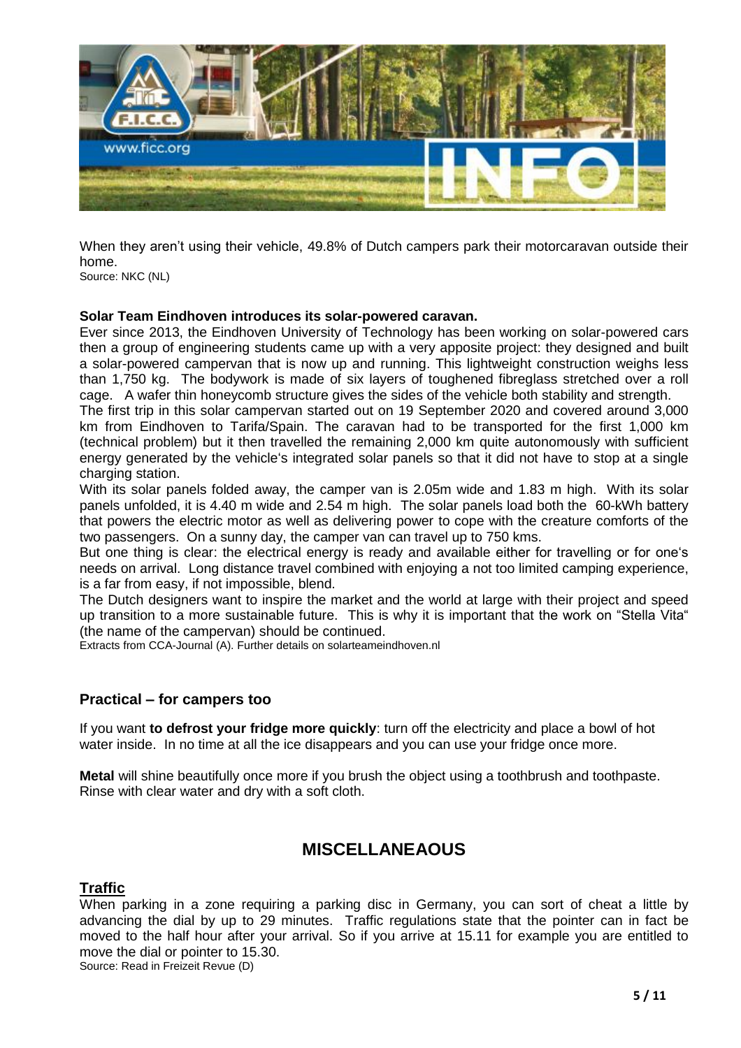When they aren't using their vehicle, 49.8% of Dutch campers park their motorcaravan outside their home.

Source: NKC (NL)

**Solar Team Eindhoven introduces its solar-powered caravan.**

Ever since 2013, the Eindhoven University of Technology has been working on solar-powered cars then a group of engineering students came up with a very apposite project: they designed and built a solar-powered campervan that is now up and running. This lightweight construction weighs less than 1,750 kg. The bodywork is made of six layers of toughened fibreglass stretched over a roll cage. A wafer thin honeycomb structure gives the sides of the vehicle both stability and strength.

The first trip in this solar campervan started out on 19 September 2020 and covered around 3,000 km from Eindhoven to Tarifa/Spain. The caravan had to be transported for the first 1,000 km (technical problem) but it then travelled the remaining 2,000 km quite autonomously with sufficient energy generated by the vehicle's integrated solar panels so that it did not have to stop at a single charging station.

With its solar panels folded away, the camper van is 2.05m wide and 1.83 m high. With its solar panels unfolded, it is 4.40 m wide and 2.54 m high. The solar panels load both the 60-kWh battery that powers the electric motor as well as delivering power to cope with the creature comforts of the two passengers. On a sunny day, the camper van can travel up to 750 kms.

But one thing is clear: the electrical energy is ready and available either for travelling or for one's needs on arrival. Long distance travel combined with enjoying a not too limited camping experience, is a far from easy, if not impossible, blend.

The Dutch designers want to inspire the market and the world at large with their project and speed up transition to a more sustainable future. This is why it is important that the work on "Stella Vita" (the name of the campervan) should be continued.

Extracts from CCA-Journal (A). Further details on solarteameindhoven.nl

### Practical – for campers too

If you want **to defrost your fridge more quickly**: turn off the electricity and place a bowl of hot water inside. In no time at all the ice disappears and you can use your fridge once more.

**Metal** will shine beautifully once more if you brush the object using a toothbrush and toothpaste. Rinse with clear water and dry with a soft cloth.

## MISCELLANEOUS

### Traffic

When parking in a zone requiring a parking disc in Germany, you can sort of cheat a little by advancing the dial by up to 29 minutes. Traffic regulations state that the pointer can in fact be moved to the half hour after your arrival. So if you arrive at 15.11 for example you are entitled to move the dial or pointer to 15.30.

Source: Read in Freizeit Revue (D)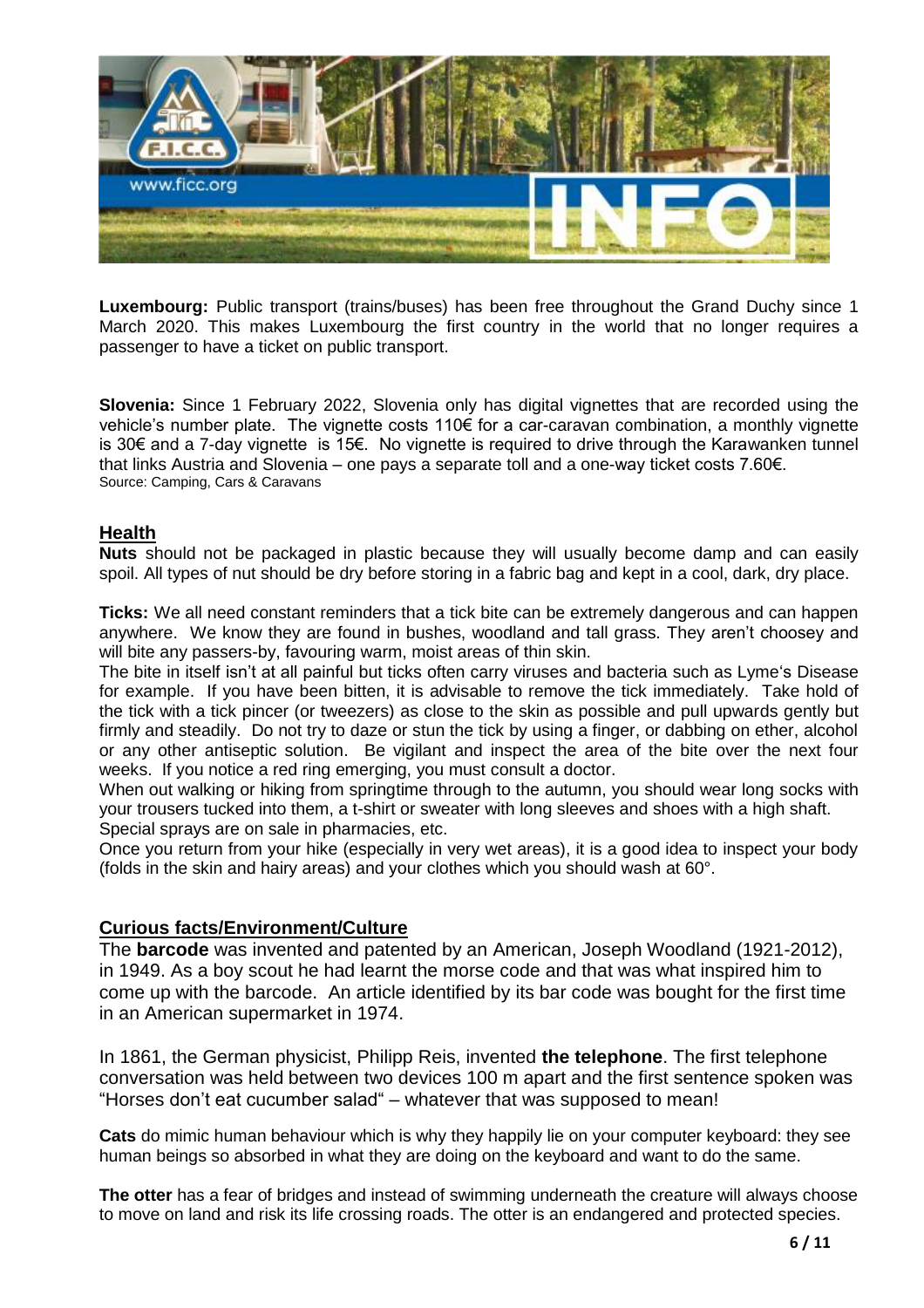**Luxembourg:** Public transport (trains/buses) has been free throughout the Grand Duchy since 1 March 2020. This makes Luxembourg the first country in the world that no longer requires a passenger to have a ticket on public transport.

**Slovenia:** Since 1 February 2022, Slovenia only has digital vignettes that are recorded using the vehicle's number plate. The vignette costs 110€ for a car-caravan combination, a monthly vignette is 30€ and a 7-day vignette is 15€. No vignette is required to drive through the Karawanken tunnel that links Austria and Slovenia – one pays a separate toll and a one-way ticket costs 7.60€.
Source: Camping, Cars & Caravans

## Health

**Nuts** should not be packaged in plastic because they will usually become damp and can easily spoil. All types of nut should be dry before storing in a fabric bag and kept in a cool, dark, dry place.

**Ticks:** We all need constant reminders that a tick bite can be extremely dangerous and can happen anywhere. We know they are found in bushes, woodland and tall grass. They aren't choosey and will bite any passers-by, favouring warm, moist areas of thin skin.
The bite in itself isn't at all painful but ticks often carry viruses and bacteria such as Lyme's Disease for example. If you have been bitten, it is advisable to remove the tick immediately. Take hold of the tick with a tick pincer (or tweezers) as close to the skin as possible and pull upwards gently but firmly and steadily. Do not try to daze or stun the tick by using a finger, or dabbing on ether, alcohol or any other antiseptic solution. Be vigilant and inspect the area of the bite over the next four weeks. If you notice a red ring emerging, you must consult a doctor.
When out walking or hiking from springtime through to the autumn, you should wear long socks with your trousers tucked into them, a t-shirt or sweater with long sleeves and shoes with a high shaft. Special sprays are on sale in pharmacies, etc.
Once you return from your hike (especially in very wet areas), it is a good idea to inspect your body (folds in the skin and hairy areas) and your clothes which you should wash at 60°.

## Curious facts/Environment/Culture

The **barcode** was invented and patented by an American, Joseph Woodland (1921-2012), in 1949. As a boy scout he had learnt the morse code and that was what inspired him to come up with the barcode. An article identified by its bar code was bought for the first time in an American supermarket in 1974.

In 1861, the German physicist, Philipp Reis, invented **the telephone**. The first telephone conversation was held between two devices 100 m apart and the first sentence spoken was "Horses don't eat cucumber salad" – whatever that was supposed to mean!

**Cats** do mimic human behaviour which is why they happily lie on your computer keyboard: they see human beings so absorbed in what they are doing on the keyboard and want to do the same.

**The otter** has a fear of bridges and instead of swimming underneath the creature will always choose to move on land and risk its life crossing roads. The otter is an endangered and protected species.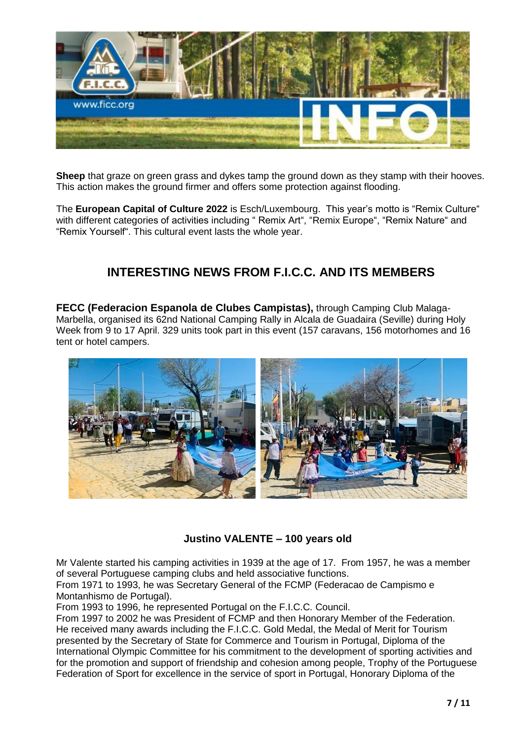**Sheep** that graze on green grass and dykes tamp the ground down as they stamp with their hooves. This action makes the ground firmer and offers some protection against flooding.

The **European Capital of Culture 2022** is Esch/Luxembourg. This year's motto is "Remix Culture" with different categories of activities including " Remix Art", "Remix Europe", "Remix Nature" and "Remix Yourself". This cultural event lasts the whole year.

## INTERESTING NEWS FROM F.I.C.C. AND ITS MEMBERS

**FECC (Federacion Espanola de Clubes Campistas),** through Camping Club Malaga-Marbella, organised its 62nd National Camping Rally in Alcala de Guadaira (Seville) during Holy Week from 9 to 17 April. 329 units took part in this event (157 caravans, 156 motorhomes and 16 tent or hotel campers.

### Justino VALENTE – 100 years old

Mr Valente started his camping activities in 1939 at the age of 17. From 1957, he was a member of several Portuguese camping clubs and held associative functions.
From 1971 to 1993, he was Secretary General of the FCMP (Federacao de Campismo e Montanhismo de Portugal).
From 1993 to 1996, he represented Portugal on the F.I.C.C. Council.
From 1997 to 2002 he was President of FCMP and then Honorary Member of the Federation.
He received many awards including the F.I.C.C. Gold Medal, the Medal of Merit for Tourism presented by the Secretary of State for Commerce and Tourism in Portugal, Diploma of the International Olympic Committee for his commitment to the development of sporting activities and for the promotion and support of friendship and cohesion among people, Trophy of the Portuguese Federation of Sport for excellence in the service of sport in Portugal, Honorary Diploma of the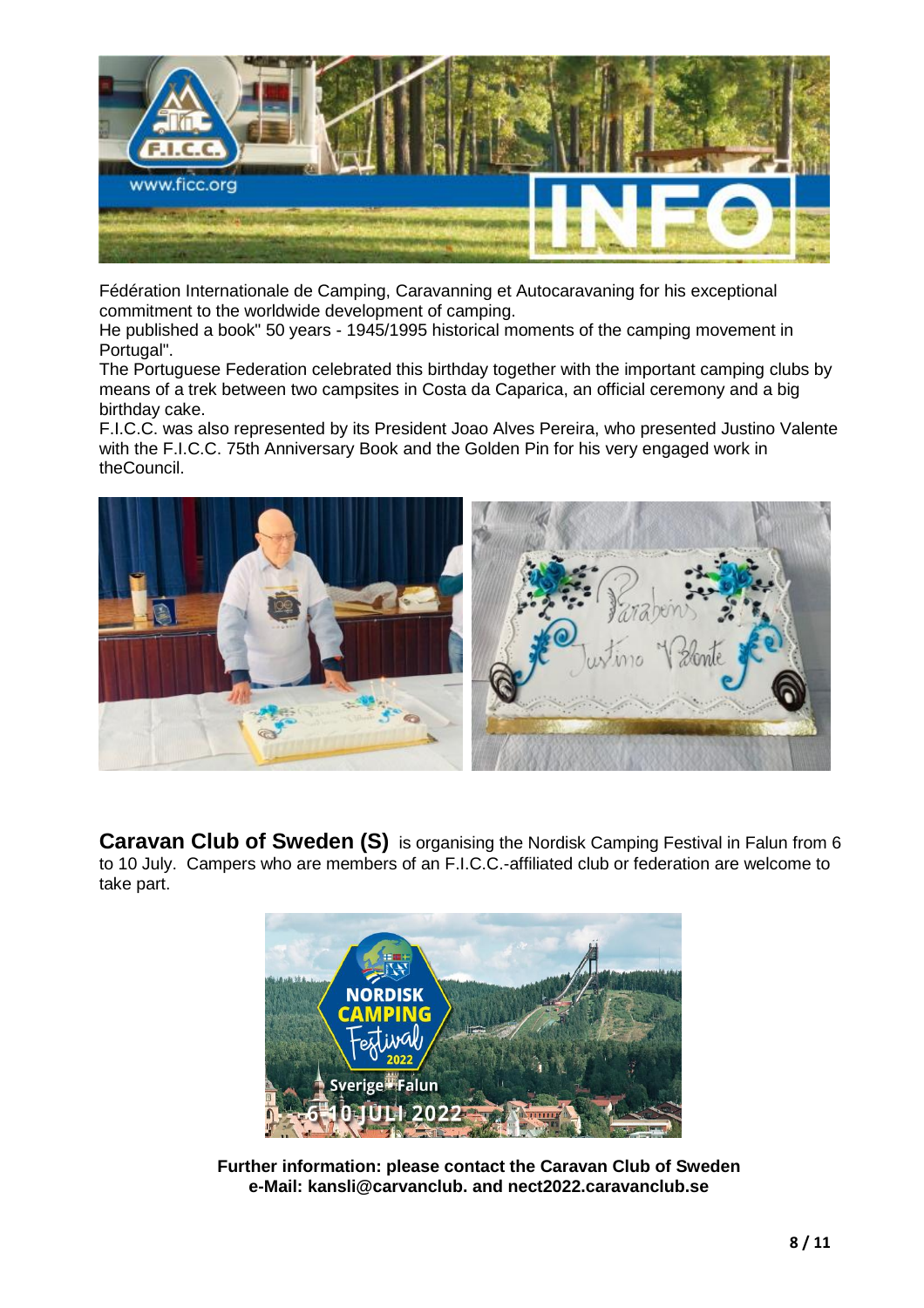Fédération Internationale de Camping, Caravanning et Autocaravaning for his exceptional commitment to the worldwide development of camping.
He published a book" 50 years - 1945/1995 historical moments of the camping movement in Portugal".
The Portuguese Federation celebrated this birthday together with the important camping clubs by means of a trek between two campsites in Costa da Caparica, an official ceremony and a big birthday cake.
F.I.C.C. was also represented by its President Joao Alves Pereira, who presented Justino Valente with the F.I.C.C. 75th Anniversary Book and the Golden Pin for his very engaged work in theCouncil.

**Caravan Club of Sweden (S)** is organising the Nordisk Camping Festival in Falun from 6 to 10 July. Campers who are members of an F.I.C.C.-affiliated club or federation are welcome to take part.

**Further information: please contact the Caravan Club of Sweden**
**e-Mail: kansli@carvanclub. and nect2022.caravanclub.se**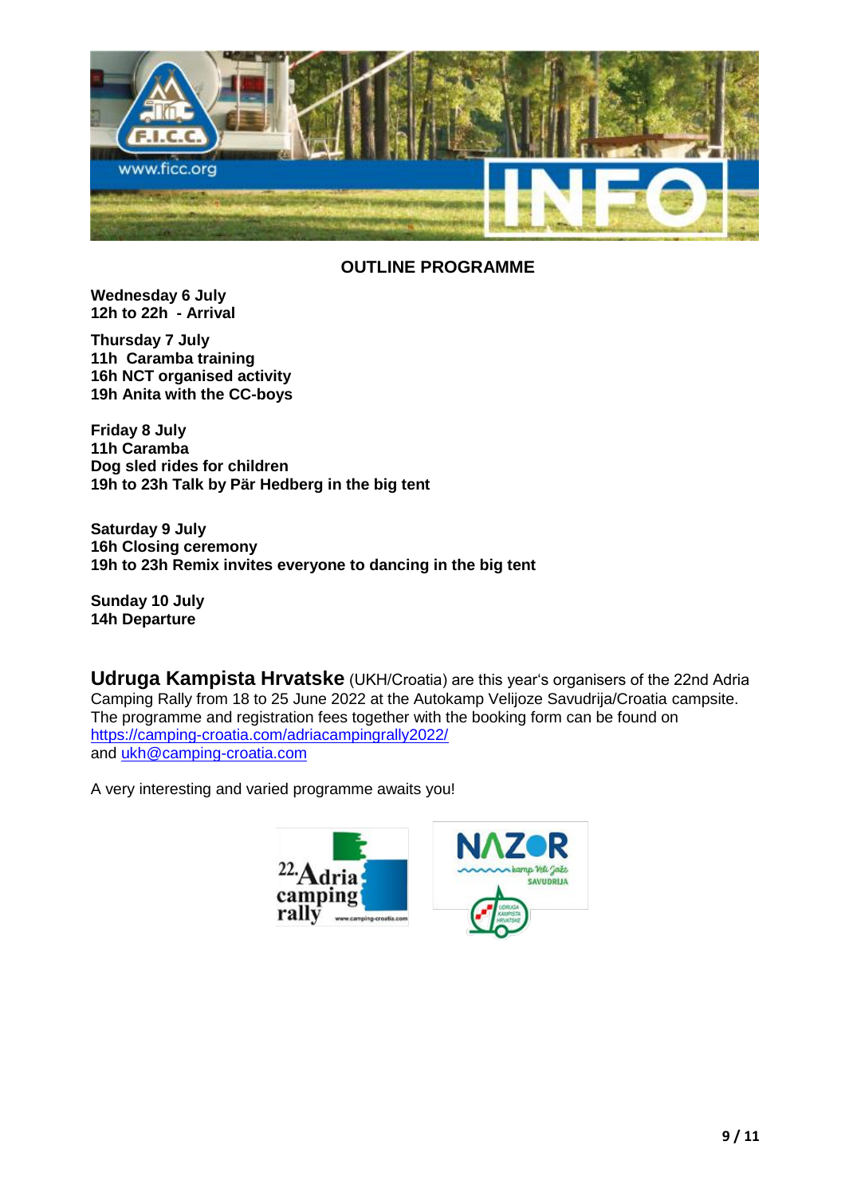## OUTLINE PROGRAMME

**Wednesday 6 July**
**12h to 22h - Arrival**

**Thursday 7 July**
**11h Caramba training**
**16h NCT organised activity**
**19h Anita with the CC-boys**

**Friday 8 July**
**11h Caramba**
**Dog sled rides for children**
**19h to 23h Talk by Pär Hedberg in the big tent**

**Saturday 9 July**
**16h Closing ceremony**
**19h to 23h Remix invites everyone to dancing in the big tent**

**Sunday 10 July**
**14h Departure**

**Udruga Kampista Hrvatske** (UKH/Croatia) are this year's organisers of the 22nd Adria Camping Rally from 18 to 25 June 2022 at the Autokamp Velijoze Savudrija/Croatia campsite. The programme and registration fees together with the booking form can be found on https://camping-croatia.com/adriacampingrally2022/
and ukh@camping-croatia.com

A very interesting and varied programme awaits you!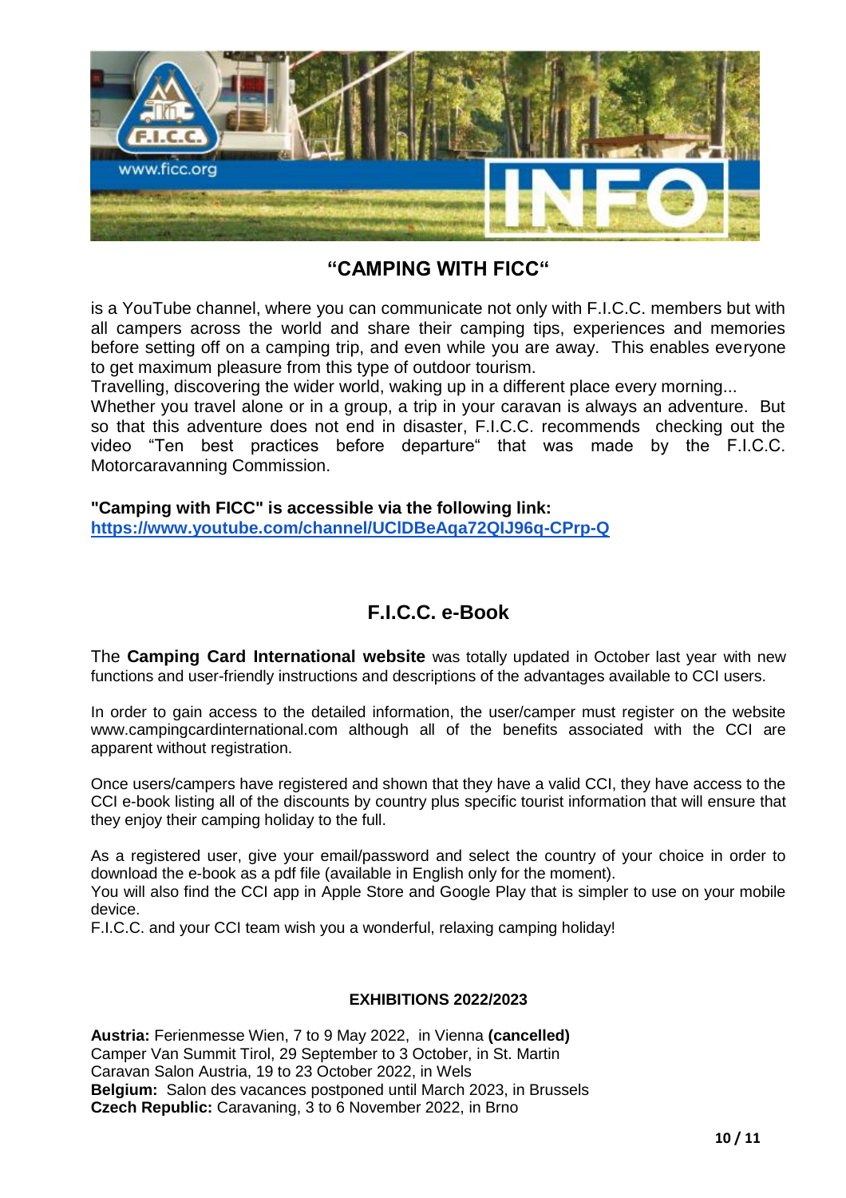## "CAMPING WITH FICC"

is a YouTube channel, where you can communicate not only with F.I.C.C. members but with all campers across the world and share their camping tips, experiences and memories before setting off on a camping trip, and even while you are away. This enables everyone to get maximum pleasure from this type of outdoor tourism.

Travelling, discovering the wider world, waking up in a different place every morning...

Whether you travel alone or in a group, a trip in your caravan is always an adventure. But so that this adventure does not end in disaster, F.I.C.C. recommends checking out the video "Ten best practices before departure" that was made by the F.I.C.C. Motorcaravanning Commission.

**"Camping with FICC" is accessible via the following link:**
**https://www.youtube.com/channel/UClDBeAqa72QIJ96q-CPrp-Q**

## F.I.C.C. e-Book

The **Camping Card International website** was totally updated in October last year with new functions and user-friendly instructions and descriptions of the advantages available to CCI users.

In order to gain access to the detailed information, the user/camper must register on the website www.campingcardinternational.com although all of the benefits associated with the CCI are apparent without registration.

Once users/campers have registered and shown that they have a valid CCI, they have access to the CCI e-book listing all of the discounts by country plus specific tourist information that will ensure that they enjoy their camping holiday to the full.

As a registered user, give your email/password and select the country of your choice in order to download the e-book as a pdf file (available in English only for the moment).

You will also find the CCI app in Apple Store and Google Play that is simpler to use on your mobile device.

F.I.C.C. and your CCI team wish you a wonderful, relaxing camping holiday!

### EXHIBITIONS 2022/2023

**Austria:** Ferienmesse Wien, 7 to 9 May 2022, in Vienna **(cancelled)**
Camper Van Summit Tirol, 29 September to 3 October, in St. Martin
Caravan Salon Austria, 19 to 23 October 2022, in Wels
**Belgium:** Salon des vacances postponed until March 2023, in Brussels
**Czech Republic:** Caravaning, 3 to 6 November 2022, in Brno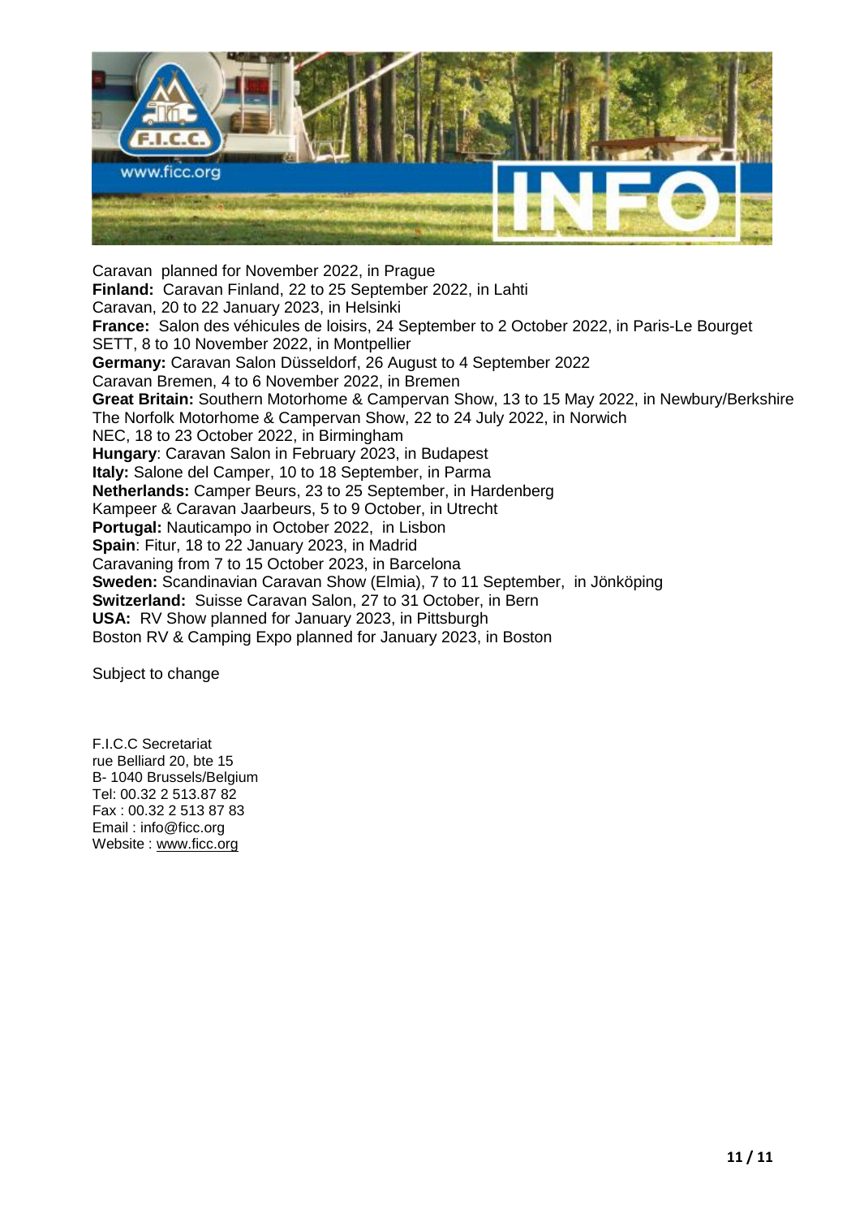Caravan planned for November 2022, in Prague

**Finland:** Caravan Finland, 22 to 25 September 2022, in Lahti
Caravan, 20 to 22 January 2023, in Helsinki

**France:** Salon des véhicules de loisirs, 24 September to 2 October 2022, in Paris-Le Bourget
SETT, 8 to 10 November 2022, in Montpellier

**Germany:** Caravan Salon Düsseldorf, 26 August to 4 September 2022
Caravan Bremen, 4 to 6 November 2022, in Bremen

**Great Britain:** Southern Motorhome & Campervan Show, 13 to 15 May 2022, in Newbury/Berkshire
The Norfolk Motorhome & Campervan Show, 22 to 24 July 2022, in Norwich
NEC, 18 to 23 October 2022, in Birmingham

**Hungary**: Caravan Salon in February 2023, in Budapest

**Italy:** Salone del Camper, 10 to 18 September, in Parma

**Netherlands:** Camper Beurs, 23 to 25 September, in Hardenberg
Kampeer & Caravan Jaarbeurs, 5 to 9 October, in Utrecht

**Portugal:** Nauticampo in October 2022, in Lisbon

**Spain**: Fitur, 18 to 22 January 2023, in Madrid
Caravaning from 7 to 15 October 2023, in Barcelona

**Sweden:** Scandinavian Caravan Show (Elmia), 7 to 11 September, in Jönköping

**Switzerland:** Suisse Caravan Salon, 27 to 31 October, in Bern

**USA:** RV Show planned for January 2023, in Pittsburgh
Boston RV & Camping Expo planned for January 2023, in Boston

Subject to change

F.I.C.C Secretariat
rue Belliard 20, bte 15
B- 1040 Brussels/Belgium
Tel: 00.32 2 513.87 82
Fax : 00.32 2 513 87 83
Email : info@ficc.org
Website : www.ficc.org